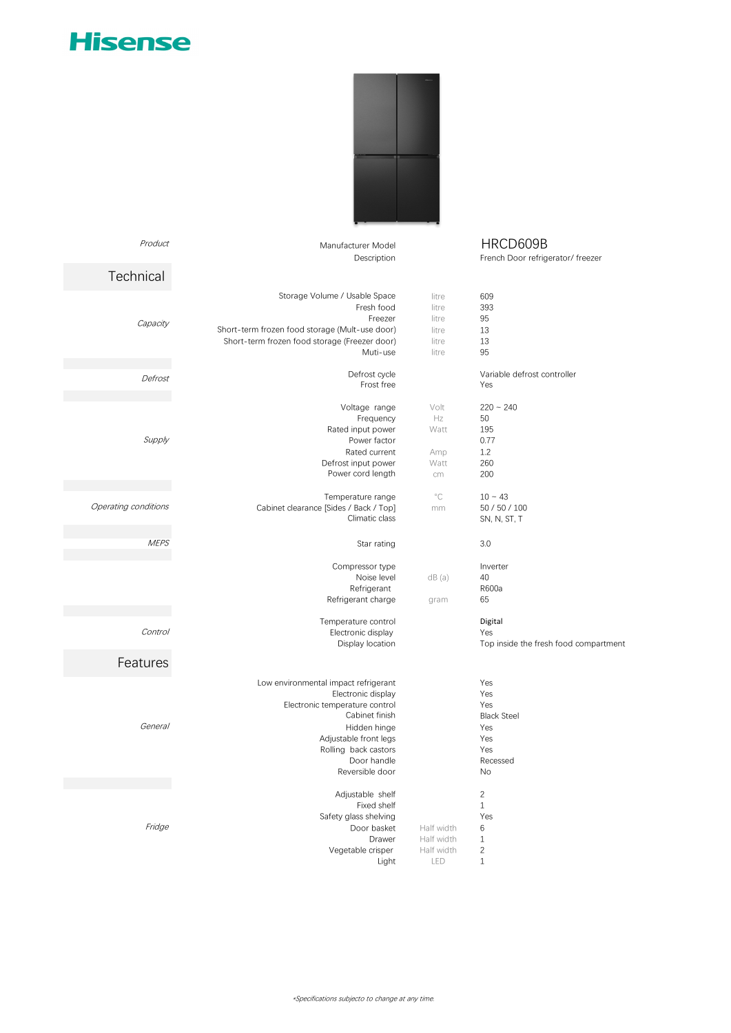# Hisense

## Product

| | | | |
|---|---|---|---|
| *Product* | Manufacturer Model | | HRCD609B |
| | Description | | French Door refrigerator/ freezer |

## Technical

| | | | |
|---|---|---|---|
| *Capacity* | Storage Volume / Usable Space | litre | 609 |
| | Fresh food | litre | 393 |
| | Freezer | litre | 95 |
| | Short-term frozen food storage (Mult-use door) | litre | 13 |
| | Short-term frozen food storage (Freezer door) | litre | 13 |
| | Muti-use | litre | 95 |
| *Defrost* | Defrost cycle | | Variable defrost controller |
| | Frost free | | Yes |
| *Supply* | Voltage range | Volt | 220 ~ 240 |
| | Frequency | Hz | 50 |
| | Rated input power | Watt | 195 |
| | Power factor | | 0.77 |
| | Rated current | Amp | 1.2 |
| | Defrost input power | Watt | 260 |
| | Power cord length | cm | 200 |
| *Operating conditions* | Temperature range | °C | 10 ~ 43 |
| | Cabinet clearance [Sides / Back / Top] | mm | 50 / 50 / 100 |
| | Climatic class | | SN, N, ST, T |
| *MEPS* | Star rating | | 3.0 |
| | Compressor type | | Inverter |
| | Noise level | dB (a) | 40 |
| | Refrigerant | | R600a |
| | Refrigerant charge | gram | 65 |
| *Control* | Temperature control | | **Digital** |
| | Electronic display | | Yes |
| | Display location | | Top inside the fresh food compartment |

## Features

| | | | |
|---|---|---|---|
| *General* | Low environmental impact refrigerant | | Yes |
| | Electronic display | | Yes |
| | Electronic temperature control | | Yes |
| | Cabinet finish | | Black Steel |
| | Hidden hinge | | Yes |
| | Adjustable front legs | | Yes |
| | Rolling back castors | | Yes |
| | Door handle | | Recessed |
| | Reversible door | | No |
| *Fridge* | Adjustable shelf | | 2 |
| | Fixed shelf | | 1 |
| | Safety glass shelving | | Yes |
| | Door basket | Half width | 6 |
| | Drawer | Half width | 1 |
| | Vegetable crisper | Half width | 2 |
| | Light | LED | 1 |

*Specifications subjecto to change at any time.*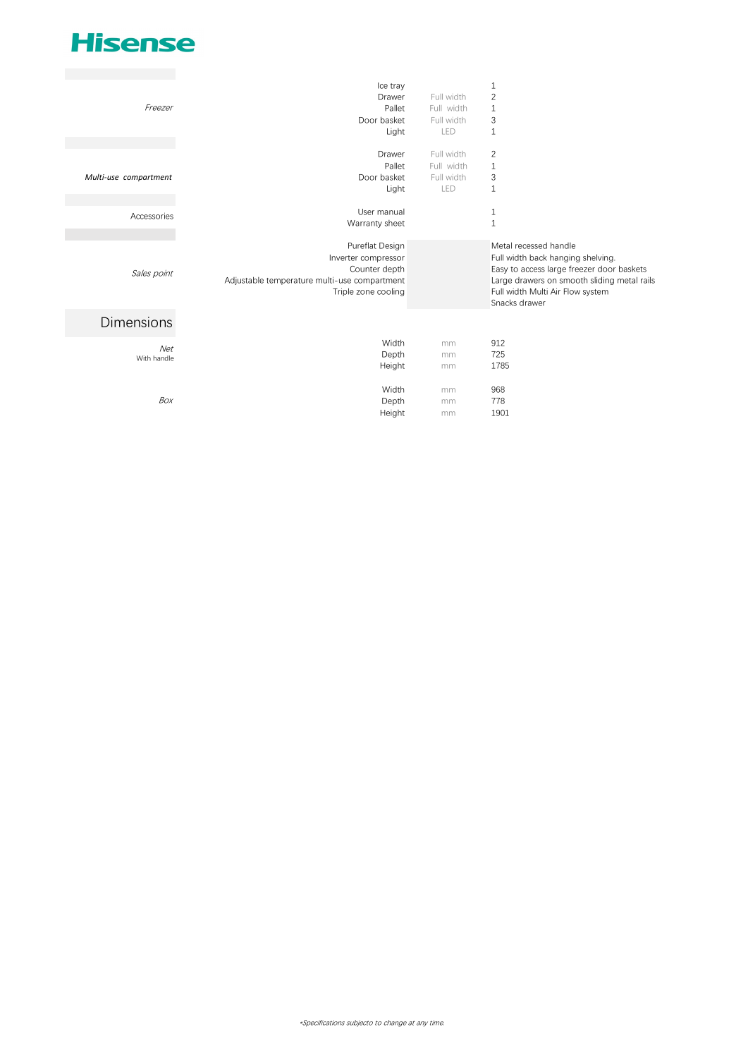| | | | |
|---|---|---|---|
| *Freezer* | Ice tray | | 1 |
| | Drawer | Full width | 2 |
| | Pallet | Full width | 1 |
| | Door basket | Full width | 3 |
| | Light | LED | 1 |
| *Multi-use compartment* | Drawer | Full width | 2 |
| | Pallet | Full width | 1 |
| | Door basket | Full width | 3 |
| | Light | LED | 1 |
| Accessories | User manual | | 1 |
| | Warranty sheet | | 1 |
| *Sales point* | Pureflat Design | | Metal recessed handle |
| | Inverter compressor | | Full width back hanging shelving. |
| | Counter depth | | Easy to access large freezer door baskets |
| | Adjustable temperature multi-use compartment | | Large drawers on smooth sliding metal rails |
| | Triple zone cooling | | Full width Multi Air Flow system |
| | | | Snacks drawer |

## Dimensions

| | | | |
|---|---|---|---|
| *Net* With handle | Width | mm | 912 |
| | Depth | mm | 725 |
| | Height | mm | 1785 |
| *Box* | Width | mm | 968 |
| | Depth | mm | 778 |
| | Height | mm | 1901 |

*\*Specifications subjecto to change at any time.*